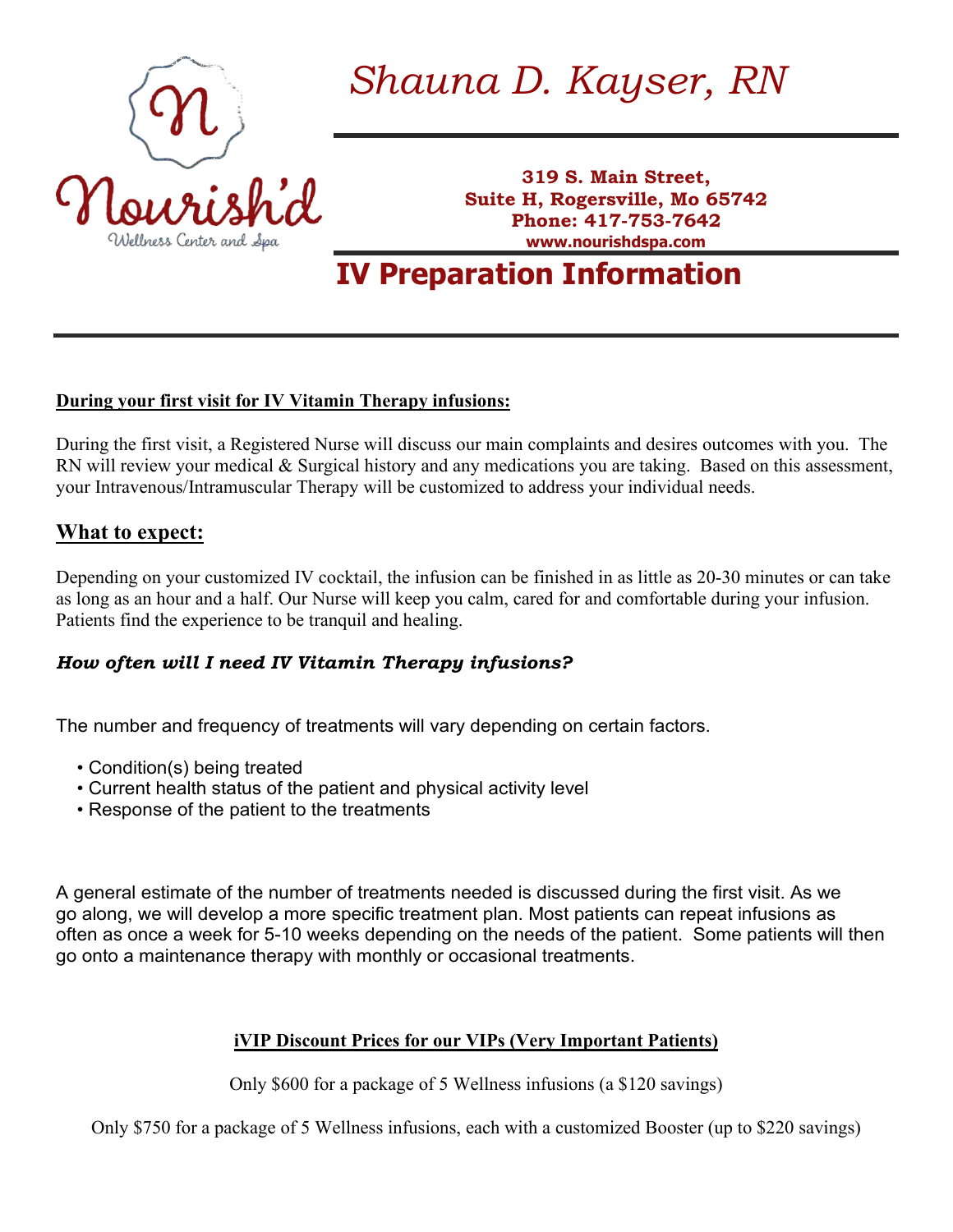Nourish'd

Wellness Center and Spa

# *Shauna D. Kayser, RN*

**319 S. Main Street,**
**Suite H, Rogersville, Mo 65742**
**Phone: 417-753-7642**
**www.nourishdspa.com**

# IV Preparation Information

**During your first visit for IV Vitamin Therapy infusions:**

During the first visit, a Registered Nurse will discuss our main complaints and desires outcomes with you. The RN will review your medical & Surgical history and any medications you are taking. Based on this assessment, your Intravenous/Intramuscular Therapy will be customized to address your individual needs.

## What to expect:

Depending on your customized IV cocktail, the infusion can be finished in as little as 20-30 minutes or can take as long as an hour and a half. Our Nurse will keep you calm, cared for and comfortable during your infusion. Patients find the experience to be tranquil and healing.

### *How often will I need IV Vitamin Therapy infusions?*

The number and frequency of treatments will vary depending on certain factors.

- Condition(s) being treated
- Current health status of the patient and physical activity level
- Response of the patient to the treatments

A general estimate of the number of treatments needed is discussed during the first visit. As we go along, we will develop a more specific treatment plan. Most patients can repeat infusions as often as once a week for 5-10 weeks depending on the needs of the patient. Some patients will then go onto a maintenance therapy with monthly or occasional treatments.

**iVIP Discount Prices for our VIPs (Very Important Patients)**

Only $600 for a package of 5 Wellness infusions (a $120 savings)

Only $750 for a package of 5 Wellness infusions, each with a customized Booster (up to $220 savings)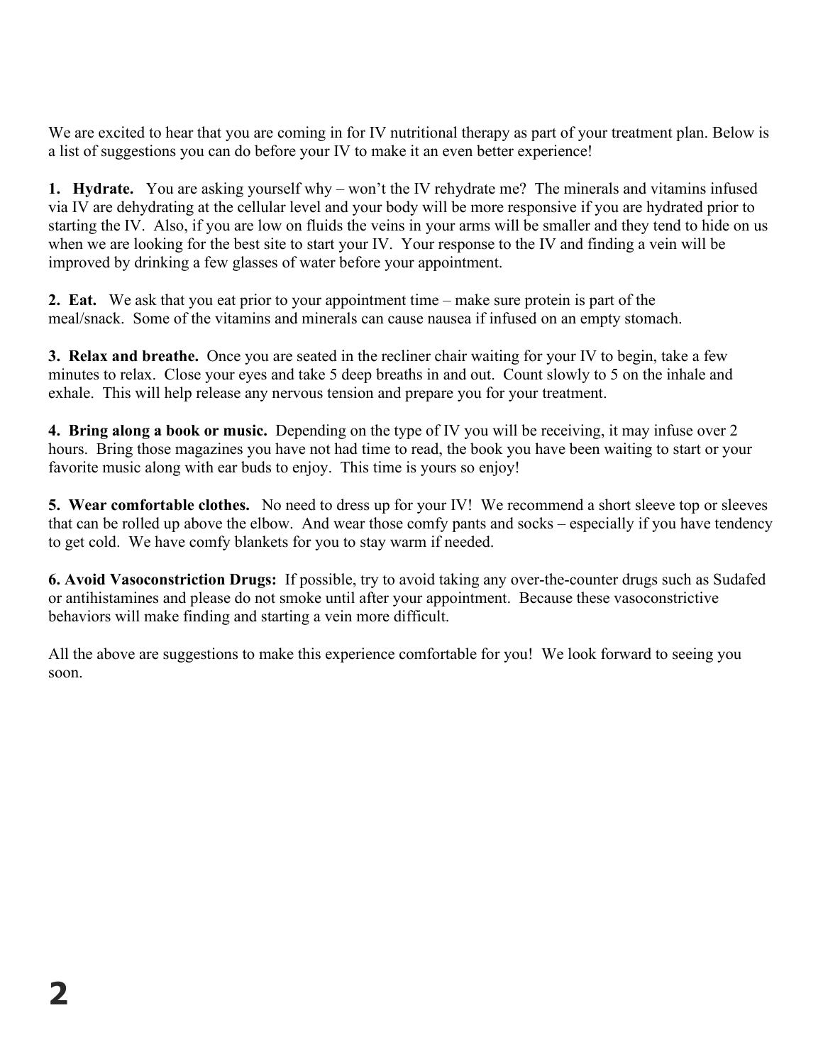We are excited to hear that you are coming in for IV nutritional therapy as part of your treatment plan. Below is a list of suggestions you can do before your IV to make it an even better experience!

**1. Hydrate.** You are asking yourself why – won't the IV rehydrate me? The minerals and vitamins infused via IV are dehydrating at the cellular level and your body will be more responsive if you are hydrated prior to starting the IV. Also, if you are low on fluids the veins in your arms will be smaller and they tend to hide on us when we are looking for the best site to start your IV. Your response to the IV and finding a vein will be improved by drinking a few glasses of water before your appointment.

**2. Eat.** We ask that you eat prior to your appointment time – make sure protein is part of the meal/snack. Some of the vitamins and minerals can cause nausea if infused on an empty stomach.

**3. Relax and breathe.** Once you are seated in the recliner chair waiting for your IV to begin, take a few minutes to relax. Close your eyes and take 5 deep breaths in and out. Count slowly to 5 on the inhale and exhale. This will help release any nervous tension and prepare you for your treatment.

**4. Bring along a book or music.** Depending on the type of IV you will be receiving, it may infuse over 2 hours. Bring those magazines you have not had time to read, the book you have been waiting to start or your favorite music along with ear buds to enjoy. This time is yours so enjoy!

**5. Wear comfortable clothes.** No need to dress up for your IV! We recommend a short sleeve top or sleeves that can be rolled up above the elbow. And wear those comfy pants and socks – especially if you have tendency to get cold. We have comfy blankets for you to stay warm if needed.

**6. Avoid Vasoconstriction Drugs:** If possible, try to avoid taking any over-the-counter drugs such as Sudafed or antihistamines and please do not smoke until after your appointment. Because these vasoconstrictive behaviors will make finding and starting a vein more difficult.

All the above are suggestions to make this experience comfortable for you! We look forward to seeing you soon.